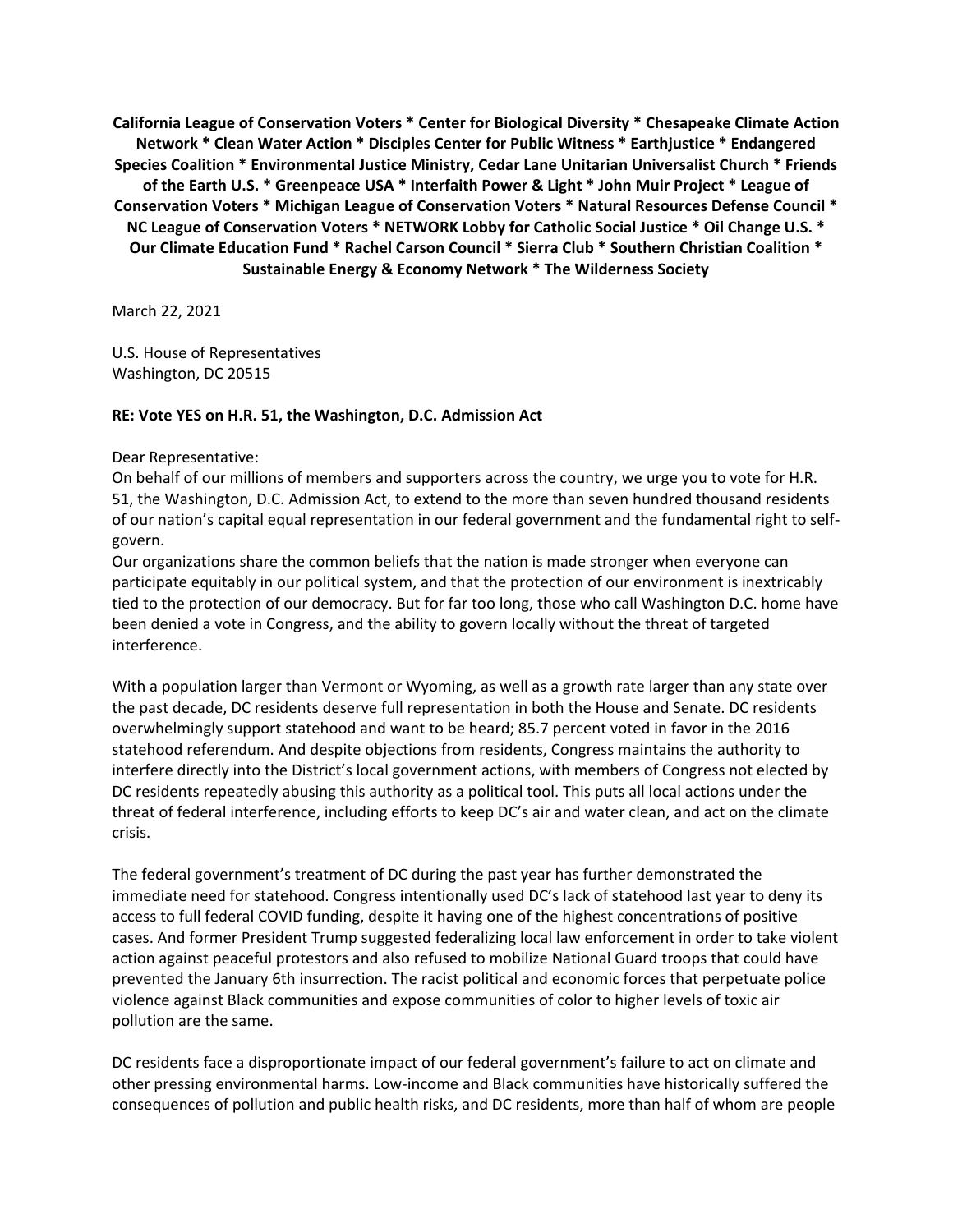**California League of Conservation Voters * Center for Biological Diversity * Chesapeake Climate Action Network * Clean Water Action * Disciples Center for Public Witness * Earthjustice * Endangered Species Coalition * Environmental Justice Ministry, Cedar Lane Unitarian Universalist Church * Friends of the Earth U.S. * Greenpeace USA * Interfaith Power & Light * John Muir Project * League of Conservation Voters * Michigan League of Conservation Voters * Natural Resources Defense Council * NC League of Conservation Voters * NETWORK Lobby for Catholic Social Justice * Oil Change U.S. * Our Climate Education Fund * Rachel Carson Council * Sierra Club * Southern Christian Coalition * Sustainable Energy & Economy Network * The Wilderness Society**

March 22, 2021

U.S. House of Representatives
Washington, DC 20515

**RE: Vote YES on H.R. 51, the Washington, D.C. Admission Act**

Dear Representative:

On behalf of our millions of members and supporters across the country, we urge you to vote for H.R. 51, the Washington, D.C. Admission Act, to extend to the more than seven hundred thousand residents of our nation's capital equal representation in our federal government and the fundamental right to self-govern.

Our organizations share the common beliefs that the nation is made stronger when everyone can participate equitably in our political system, and that the protection of our environment is inextricably tied to the protection of our democracy. But for far too long, those who call Washington D.C. home have been denied a vote in Congress, and the ability to govern locally without the threat of targeted interference.

With a population larger than Vermont or Wyoming, as well as a growth rate larger than any state over the past decade, DC residents deserve full representation in both the House and Senate. DC residents overwhelmingly support statehood and want to be heard; 85.7 percent voted in favor in the 2016 statehood referendum. And despite objections from residents, Congress maintains the authority to interfere directly into the District's local government actions, with members of Congress not elected by DC residents repeatedly abusing this authority as a political tool. This puts all local actions under the threat of federal interference, including efforts to keep DC's air and water clean, and act on the climate crisis.

The federal government's treatment of DC during the past year has further demonstrated the immediate need for statehood. Congress intentionally used DC's lack of statehood last year to deny its access to full federal COVID funding, despite it having one of the highest concentrations of positive cases. And former President Trump suggested federalizing local law enforcement in order to take violent action against peaceful protestors and also refused to mobilize National Guard troops that could have prevented the January 6th insurrection. The racist political and economic forces that perpetuate police violence against Black communities and expose communities of color to higher levels of toxic air pollution are the same.

DC residents face a disproportionate impact of our federal government's failure to act on climate and other pressing environmental harms. Low-income and Black communities have historically suffered the consequences of pollution and public health risks, and DC residents, more than half of whom are people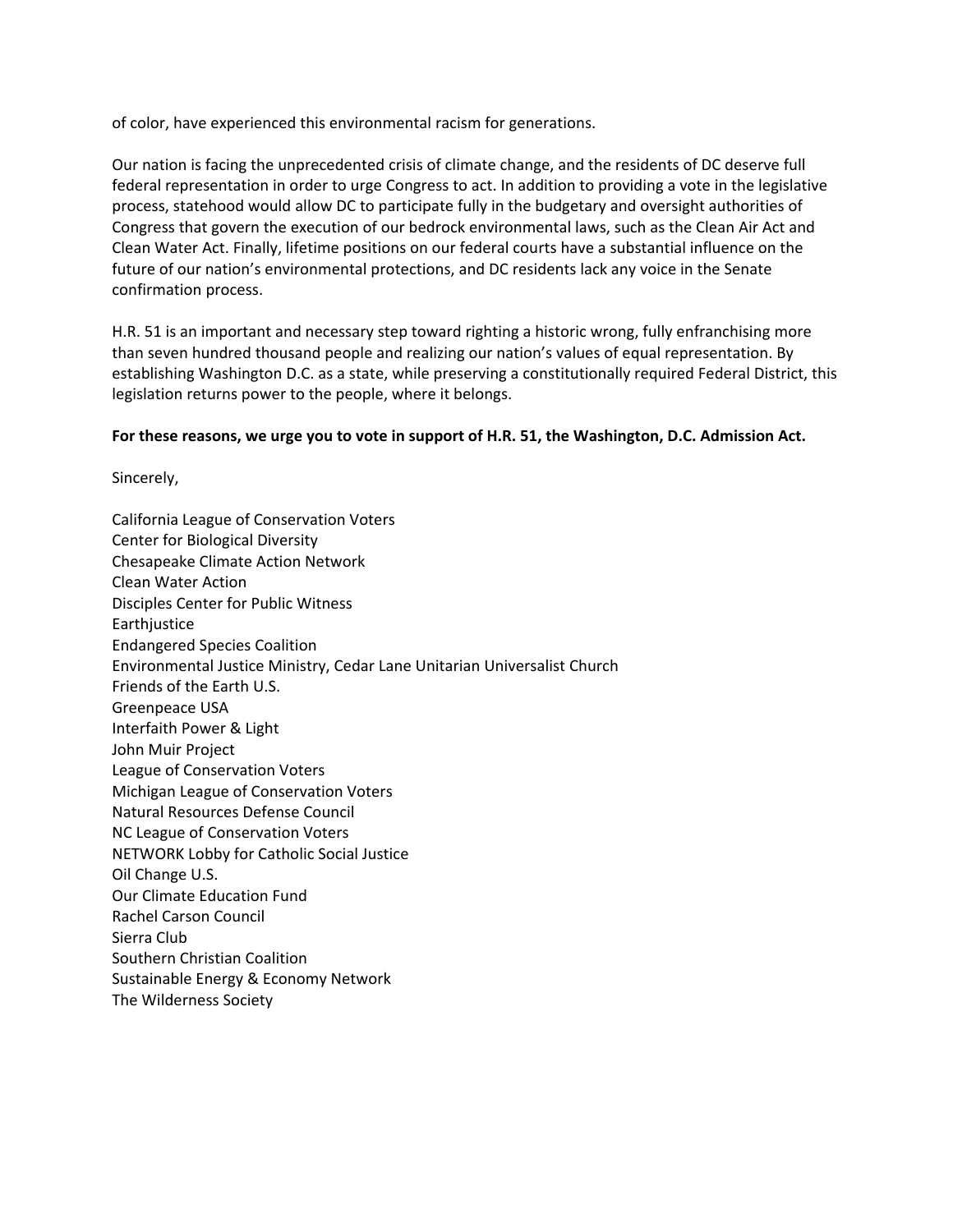of color, have experienced this environmental racism for generations.

Our nation is facing the unprecedented crisis of climate change, and the residents of DC deserve full federal representation in order to urge Congress to act. In addition to providing a vote in the legislative process, statehood would allow DC to participate fully in the budgetary and oversight authorities of Congress that govern the execution of our bedrock environmental laws, such as the Clean Air Act and Clean Water Act. Finally, lifetime positions on our federal courts have a substantial influence on the future of our nation's environmental protections, and DC residents lack any voice in the Senate confirmation process.

H.R. 51 is an important and necessary step toward righting a historic wrong, fully enfranchising more than seven hundred thousand people and realizing our nation's values of equal representation. By establishing Washington D.C. as a state, while preserving a constitutionally required Federal District, this legislation returns power to the people, where it belongs.

**For these reasons, we urge you to vote in support of H.R. 51, the Washington, D.C. Admission Act.**

Sincerely,

California League of Conservation Voters
Center for Biological Diversity
Chesapeake Climate Action Network
Clean Water Action
Disciples Center for Public Witness
Earthjustice
Endangered Species Coalition
Environmental Justice Ministry, Cedar Lane Unitarian Universalist Church
Friends of the Earth U.S.
Greenpeace USA
Interfaith Power & Light
John Muir Project
League of Conservation Voters
Michigan League of Conservation Voters
Natural Resources Defense Council
NC League of Conservation Voters
NETWORK Lobby for Catholic Social Justice
Oil Change U.S.
Our Climate Education Fund
Rachel Carson Council
Sierra Club
Southern Christian Coalition
Sustainable Energy & Economy Network
The Wilderness Society